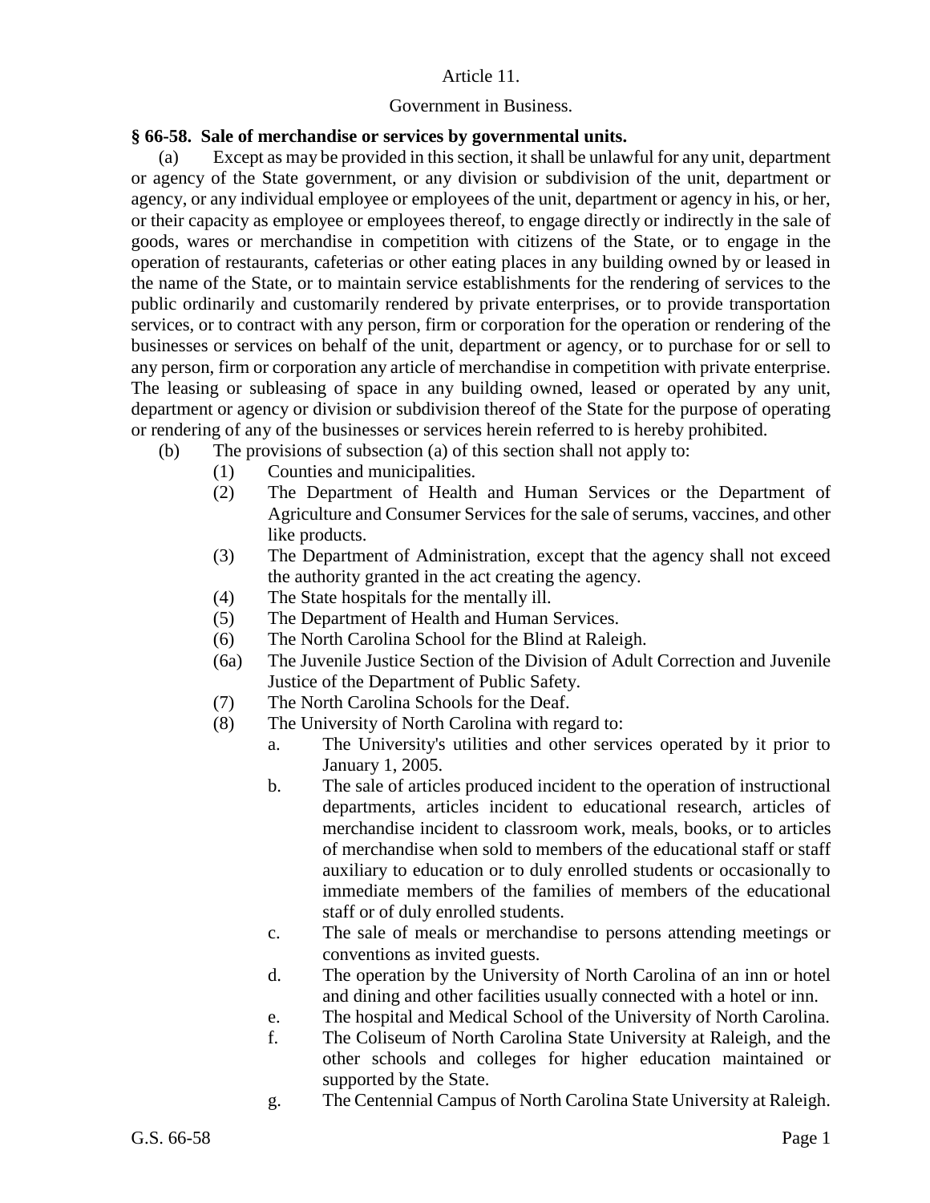Article 11.

Government in Business.

### § 66-58. Sale of merchandise or services by governmental units.

(a) Except as may be provided in this section, it shall be unlawful for any unit, department or agency of the State government, or any division or subdivision of the unit, department or agency, or any individual employee or employees of the unit, department or agency in his, or her, or their capacity as employee or employees thereof, to engage directly or indirectly in the sale of goods, wares or merchandise in competition with citizens of the State, or to engage in the operation of restaurants, cafeterias or other eating places in any building owned by or leased in the name of the State, or to maintain service establishments for the rendering of services to the public ordinarily and customarily rendered by private enterprises, or to provide transportation services, or to contract with any person, firm or corporation for the operation or rendering of the businesses or services on behalf of the unit, department or agency, or to purchase for or sell to any person, firm or corporation any article of merchandise in competition with private enterprise. The leasing or subleasing of space in any building owned, leased or operated by any unit, department or agency or division or subdivision thereof of the State for the purpose of operating or rendering of any of the businesses or services herein referred to is hereby prohibited.

(b) The provisions of subsection (a) of this section shall not apply to:

- (1) Counties and municipalities.
- (2) The Department of Health and Human Services or the Department of Agriculture and Consumer Services for the sale of serums, vaccines, and other like products.
- (3) The Department of Administration, except that the agency shall not exceed the authority granted in the act creating the agency.
- (4) The State hospitals for the mentally ill.
- (5) The Department of Health and Human Services.
- (6) The North Carolina School for the Blind at Raleigh.
- (6a) The Juvenile Justice Section of the Division of Adult Correction and Juvenile Justice of the Department of Public Safety.
- (7) The North Carolina Schools for the Deaf.
- (8) The University of North Carolina with regard to:
  - a. The University's utilities and other services operated by it prior to January 1, 2005.
  - b. The sale of articles produced incident to the operation of instructional departments, articles incident to educational research, articles of merchandise incident to classroom work, meals, books, or to articles of merchandise when sold to members of the educational staff or staff auxiliary to education or to duly enrolled students or occasionally to immediate members of the families of members of the educational staff or of duly enrolled students.
  - c. The sale of meals or merchandise to persons attending meetings or conventions as invited guests.
  - d. The operation by the University of North Carolina of an inn or hotel and dining and other facilities usually connected with a hotel or inn.
  - e. The hospital and Medical School of the University of North Carolina.
  - f. The Coliseum of North Carolina State University at Raleigh, and the other schools and colleges for higher education maintained or supported by the State.
  - g. The Centennial Campus of North Carolina State University at Raleigh.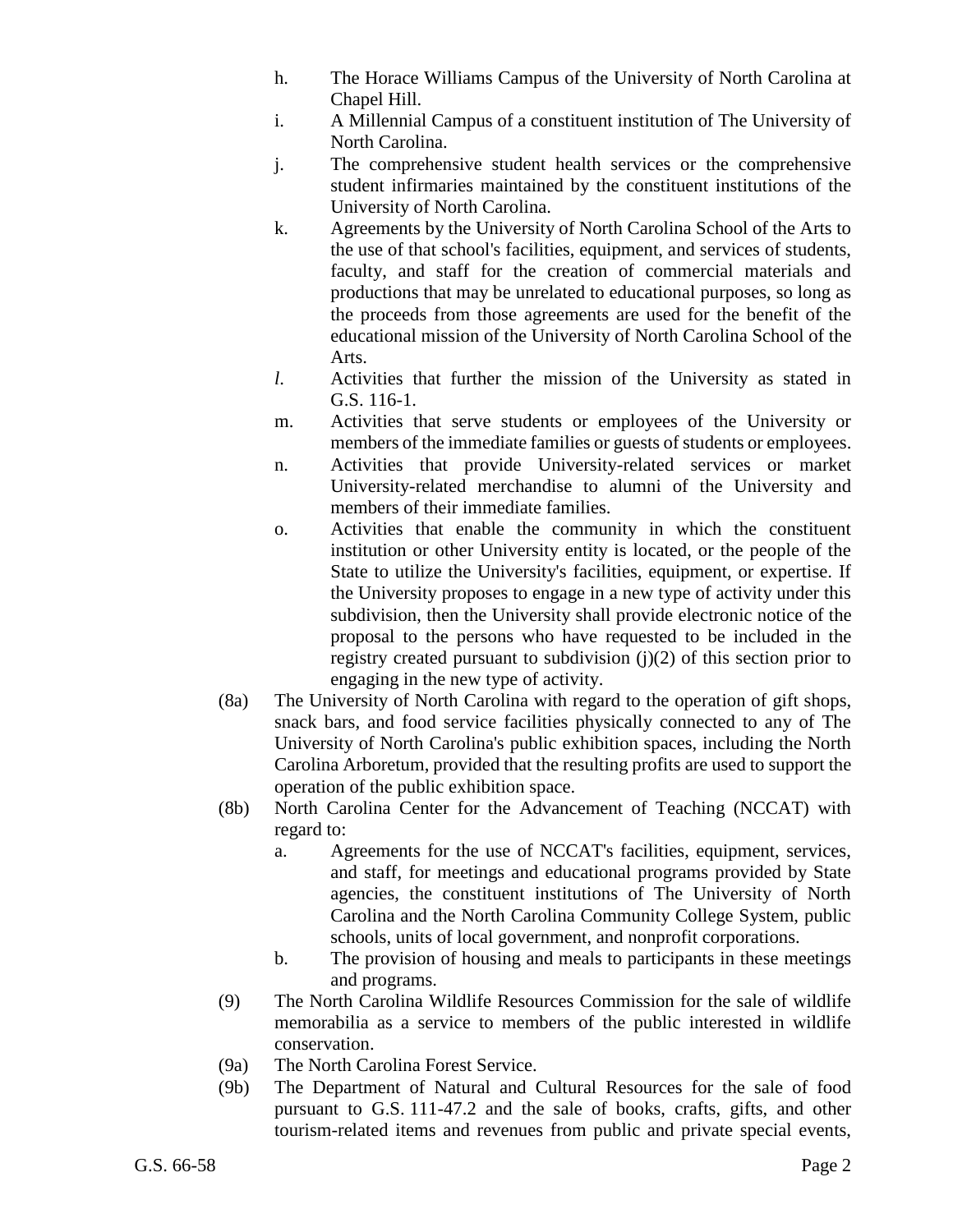h. The Horace Williams Campus of the University of North Carolina at Chapel Hill.

i. A Millennial Campus of a constituent institution of The University of North Carolina.

j. The comprehensive student health services or the comprehensive student infirmaries maintained by the constituent institutions of the University of North Carolina.

k. Agreements by the University of North Carolina School of the Arts to the use of that school's facilities, equipment, and services of students, faculty, and staff for the creation of commercial materials and productions that may be unrelated to educational purposes, so long as the proceeds from those agreements are used for the benefit of the educational mission of the University of North Carolina School of the Arts.

*l.* Activities that further the mission of the University as stated in G.S. 116-1.

m. Activities that serve students or employees of the University or members of the immediate families or guests of students or employees.

n. Activities that provide University-related services or market University-related merchandise to alumni of the University and members of their immediate families.

o. Activities that enable the community in which the constituent institution or other University entity is located, or the people of the State to utilize the University's facilities, equipment, or expertise. If the University proposes to engage in a new type of activity under this subdivision, then the University shall provide electronic notice of the proposal to the persons who have requested to be included in the registry created pursuant to subdivision (j)(2) of this section prior to engaging in the new type of activity.

(8a) The University of North Carolina with regard to the operation of gift shops, snack bars, and food service facilities physically connected to any of The University of North Carolina's public exhibition spaces, including the North Carolina Arboretum, provided that the resulting profits are used to support the operation of the public exhibition space.

(8b) North Carolina Center for the Advancement of Teaching (NCCAT) with regard to:

a. Agreements for the use of NCCAT's facilities, equipment, services, and staff, for meetings and educational programs provided by State agencies, the constituent institutions of The University of North Carolina and the North Carolina Community College System, public schools, units of local government, and nonprofit corporations.

b. The provision of housing and meals to participants in these meetings and programs.

(9) The North Carolina Wildlife Resources Commission for the sale of wildlife memorabilia as a service to members of the public interested in wildlife conservation.

(9a) The North Carolina Forest Service.

(9b) The Department of Natural and Cultural Resources for the sale of food pursuant to G.S. 111-47.2 and the sale of books, crafts, gifts, and other tourism-related items and revenues from public and private special events,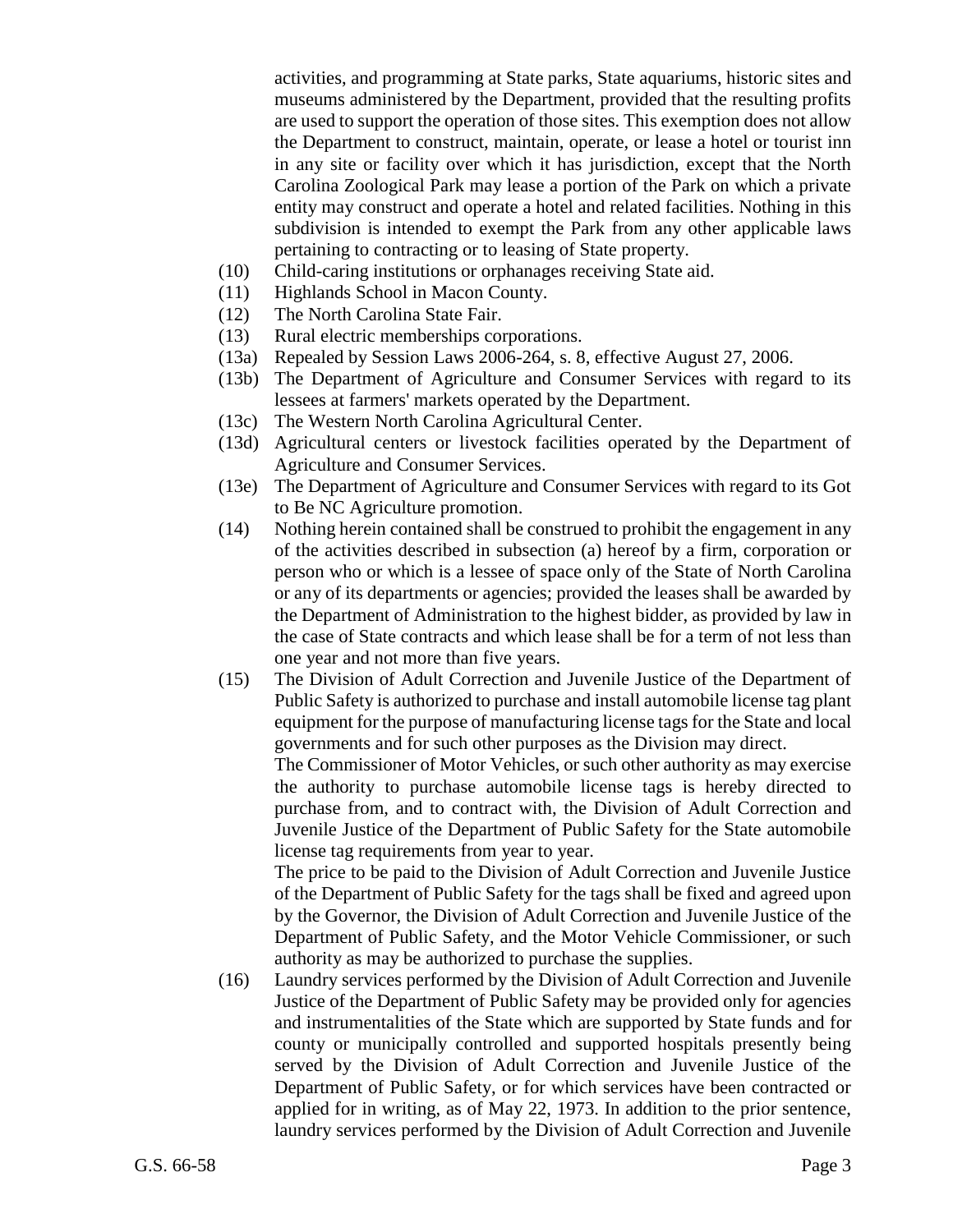activities, and programming at State parks, State aquariums, historic sites and museums administered by the Department, provided that the resulting profits are used to support the operation of those sites. This exemption does not allow the Department to construct, maintain, operate, or lease a hotel or tourist inn in any site or facility over which it has jurisdiction, except that the North Carolina Zoological Park may lease a portion of the Park on which a private entity may construct and operate a hotel and related facilities. Nothing in this subdivision is intended to exempt the Park from any other applicable laws pertaining to contracting or to leasing of State property.

(10) Child-caring institutions or orphanages receiving State aid.

(11) Highlands School in Macon County.

(12) The North Carolina State Fair.

(13) Rural electric memberships corporations.

(13a) Repealed by Session Laws 2006-264, s. 8, effective August 27, 2006.

(13b) The Department of Agriculture and Consumer Services with regard to its lessees at farmers' markets operated by the Department.

(13c) The Western North Carolina Agricultural Center.

(13d) Agricultural centers or livestock facilities operated by the Department of Agriculture and Consumer Services.

(13e) The Department of Agriculture and Consumer Services with regard to its Got to Be NC Agriculture promotion.

(14) Nothing herein contained shall be construed to prohibit the engagement in any of the activities described in subsection (a) hereof by a firm, corporation or person who or which is a lessee of space only of the State of North Carolina or any of its departments or agencies; provided the leases shall be awarded by the Department of Administration to the highest bidder, as provided by law in the case of State contracts and which lease shall be for a term of not less than one year and not more than five years.

(15) The Division of Adult Correction and Juvenile Justice of the Department of Public Safety is authorized to purchase and install automobile license tag plant equipment for the purpose of manufacturing license tags for the State and local governments and for such other purposes as the Division may direct.

The Commissioner of Motor Vehicles, or such other authority as may exercise the authority to purchase automobile license tags is hereby directed to purchase from, and to contract with, the Division of Adult Correction and Juvenile Justice of the Department of Public Safety for the State automobile license tag requirements from year to year.

The price to be paid to the Division of Adult Correction and Juvenile Justice of the Department of Public Safety for the tags shall be fixed and agreed upon by the Governor, the Division of Adult Correction and Juvenile Justice of the Department of Public Safety, and the Motor Vehicle Commissioner, or such authority as may be authorized to purchase the supplies.

(16) Laundry services performed by the Division of Adult Correction and Juvenile Justice of the Department of Public Safety may be provided only for agencies and instrumentalities of the State which are supported by State funds and for county or municipally controlled and supported hospitals presently being served by the Division of Adult Correction and Juvenile Justice of the Department of Public Safety, or for which services have been contracted or applied for in writing, as of May 22, 1973. In addition to the prior sentence, laundry services performed by the Division of Adult Correction and Juvenile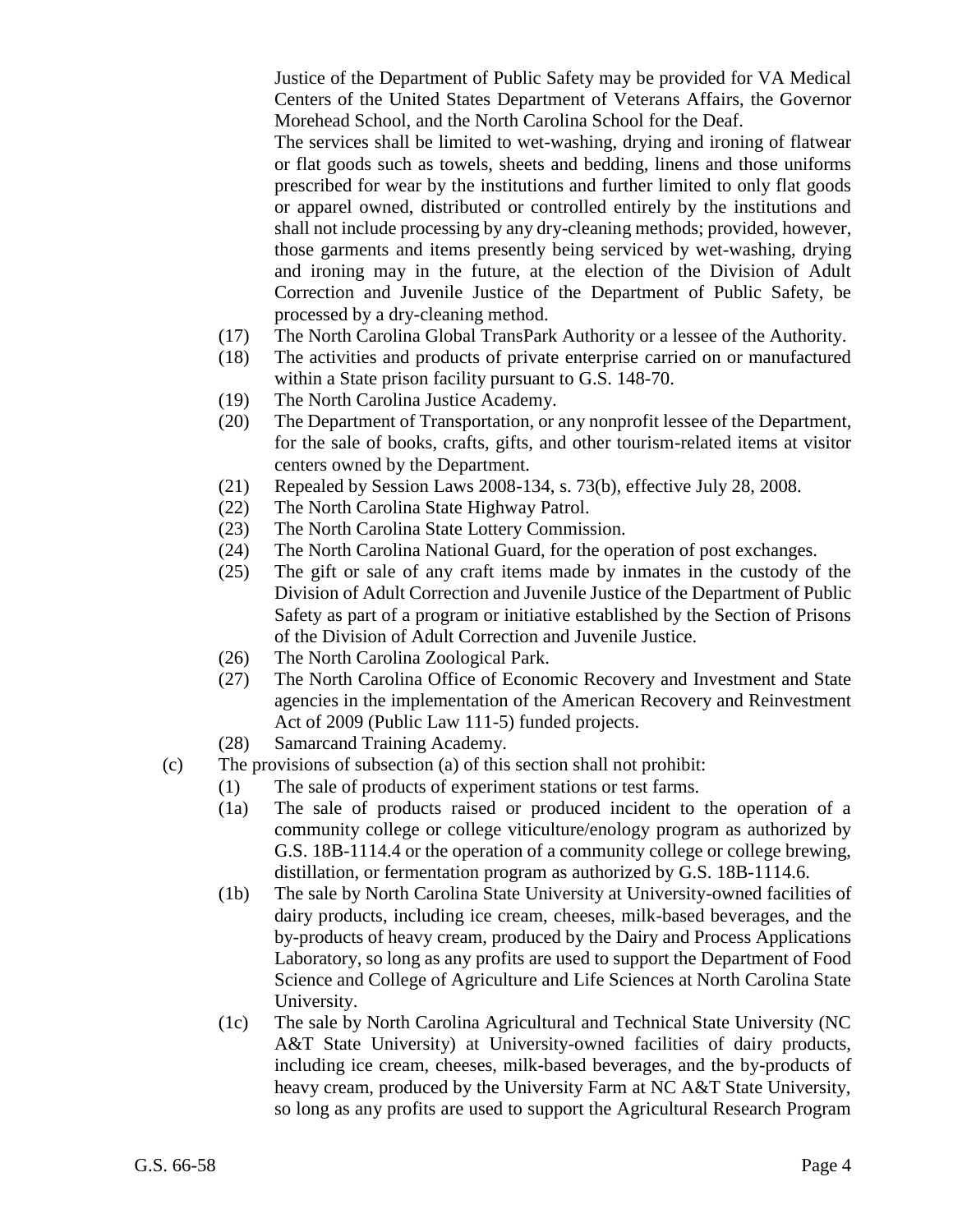Justice of the Department of Public Safety may be provided for VA Medical Centers of the United States Department of Veterans Affairs, the Governor Morehead School, and the North Carolina School for the Deaf.

The services shall be limited to wet-washing, drying and ironing of flatwear or flat goods such as towels, sheets and bedding, linens and those uniforms prescribed for wear by the institutions and further limited to only flat goods or apparel owned, distributed or controlled entirely by the institutions and shall not include processing by any dry-cleaning methods; provided, however, those garments and items presently being serviced by wet-washing, drying and ironing may in the future, at the election of the Division of Adult Correction and Juvenile Justice of the Department of Public Safety, be processed by a dry-cleaning method.

(17) The North Carolina Global TransPark Authority or a lessee of the Authority.

(18) The activities and products of private enterprise carried on or manufactured within a State prison facility pursuant to G.S. 148-70.

(19) The North Carolina Justice Academy.

(20) The Department of Transportation, or any nonprofit lessee of the Department, for the sale of books, crafts, gifts, and other tourism-related items at visitor centers owned by the Department.

(21) Repealed by Session Laws 2008-134, s. 73(b), effective July 28, 2008.

(22) The North Carolina State Highway Patrol.

(23) The North Carolina State Lottery Commission.

(24) The North Carolina National Guard, for the operation of post exchanges.

(25) The gift or sale of any craft items made by inmates in the custody of the Division of Adult Correction and Juvenile Justice of the Department of Public Safety as part of a program or initiative established by the Section of Prisons of the Division of Adult Correction and Juvenile Justice.

(26) The North Carolina Zoological Park.

(27) The North Carolina Office of Economic Recovery and Investment and State agencies in the implementation of the American Recovery and Reinvestment Act of 2009 (Public Law 111-5) funded projects.

(28) Samarcand Training Academy.

(c) The provisions of subsection (a) of this section shall not prohibit:

(1) The sale of products of experiment stations or test farms.

(1a) The sale of products raised or produced incident to the operation of a community college or college viticulture/enology program as authorized by G.S. 18B-1114.4 or the operation of a community college or college brewing, distillation, or fermentation program as authorized by G.S. 18B-1114.6.

(1b) The sale by North Carolina State University at University-owned facilities of dairy products, including ice cream, cheeses, milk-based beverages, and the by-products of heavy cream, produced by the Dairy and Process Applications Laboratory, so long as any profits are used to support the Department of Food Science and College of Agriculture and Life Sciences at North Carolina State University.

(1c) The sale by North Carolina Agricultural and Technical State University (NC A&T State University) at University-owned facilities of dairy products, including ice cream, cheeses, milk-based beverages, and the by-products of heavy cream, produced by the University Farm at NC A&T State University, so long as any profits are used to support the Agricultural Research Program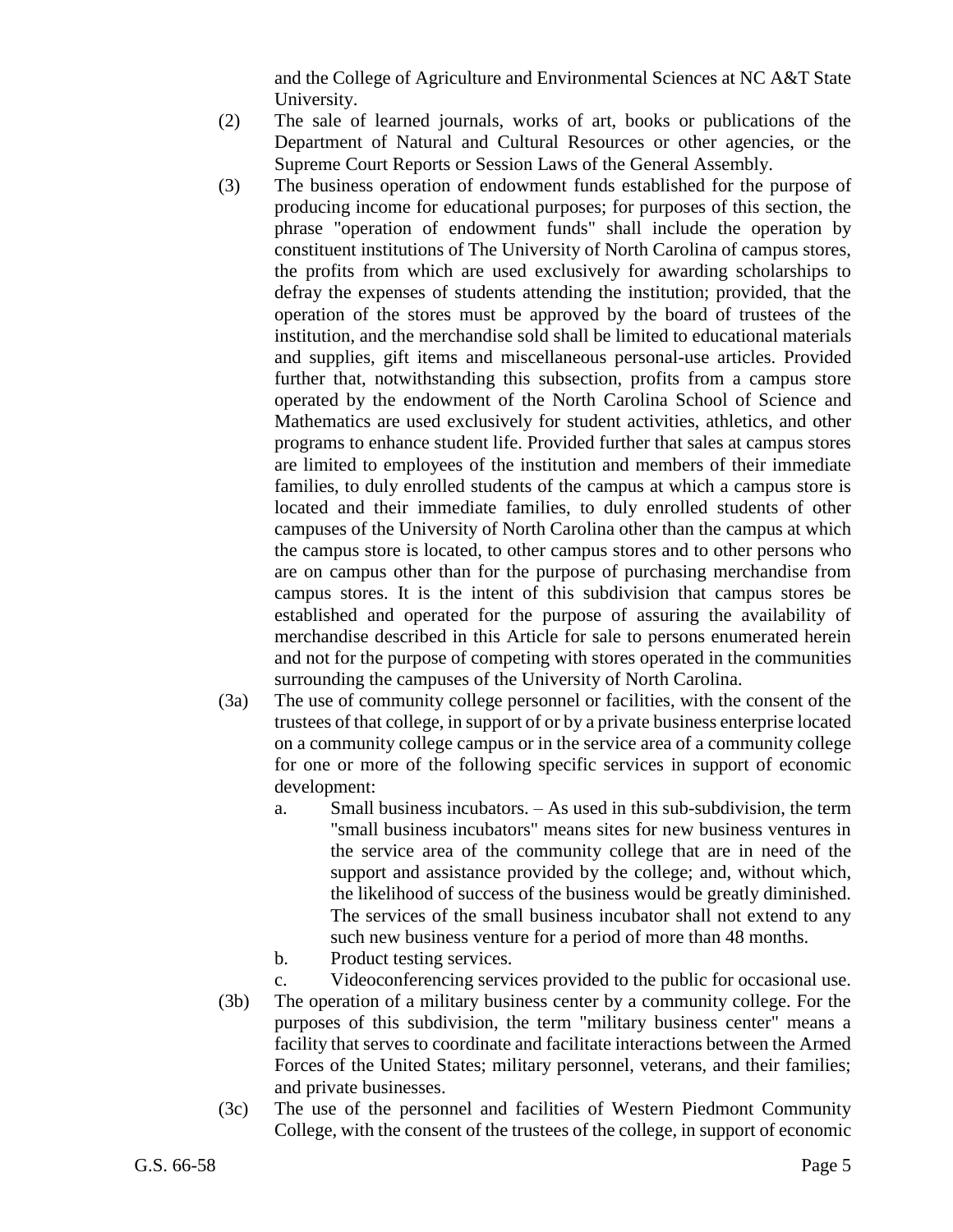and the College of Agriculture and Environmental Sciences at NC A&T State University.

(2) The sale of learned journals, works of art, books or publications of the Department of Natural and Cultural Resources or other agencies, or the Supreme Court Reports or Session Laws of the General Assembly.

(3) The business operation of endowment funds established for the purpose of producing income for educational purposes; for purposes of this section, the phrase "operation of endowment funds" shall include the operation by constituent institutions of The University of North Carolina of campus stores, the profits from which are used exclusively for awarding scholarships to defray the expenses of students attending the institution; provided, that the operation of the stores must be approved by the board of trustees of the institution, and the merchandise sold shall be limited to educational materials and supplies, gift items and miscellaneous personal-use articles. Provided further that, notwithstanding this subsection, profits from a campus store operated by the endowment of the North Carolina School of Science and Mathematics are used exclusively for student activities, athletics, and other programs to enhance student life. Provided further that sales at campus stores are limited to employees of the institution and members of their immediate families, to duly enrolled students of the campus at which a campus store is located and their immediate families, to duly enrolled students of other campuses of the University of North Carolina other than the campus at which the campus store is located, to other campus stores and to other persons who are on campus other than for the purpose of purchasing merchandise from campus stores. It is the intent of this subdivision that campus stores be established and operated for the purpose of assuring the availability of merchandise described in this Article for sale to persons enumerated herein and not for the purpose of competing with stores operated in the communities surrounding the campuses of the University of North Carolina.

(3a) The use of community college personnel or facilities, with the consent of the trustees of that college, in support of or by a private business enterprise located on a community college campus or in the service area of a community college for one or more of the following specific services in support of economic development:

  a. Small business incubators. – As used in this sub-subdivision, the term "small business incubators" means sites for new business ventures in the service area of the community college that are in need of the support and assistance provided by the college; and, without which, the likelihood of success of the business would be greatly diminished. The services of the small business incubator shall not extend to any such new business venture for a period of more than 48 months.

  b. Product testing services.

  c. Videoconferencing services provided to the public for occasional use.

(3b) The operation of a military business center by a community college. For the purposes of this subdivision, the term "military business center" means a facility that serves to coordinate and facilitate interactions between the Armed Forces of the United States; military personnel, veterans, and their families; and private businesses.

(3c) The use of the personnel and facilities of Western Piedmont Community College, with the consent of the trustees of the college, in support of economic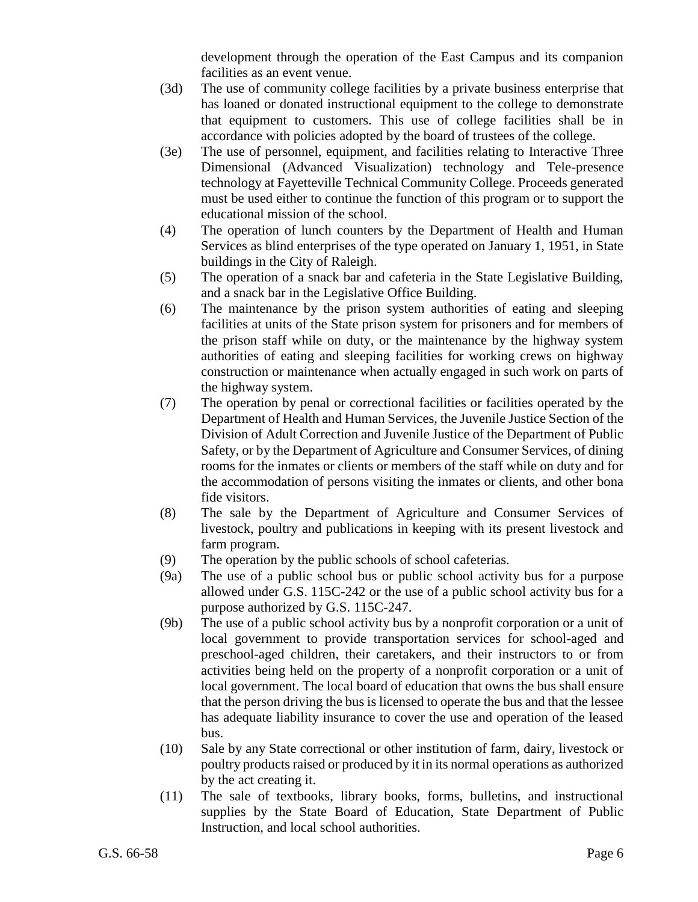development through the operation of the East Campus and its companion facilities as an event venue.

(3d) The use of community college facilities by a private business enterprise that has loaned or donated instructional equipment to the college to demonstrate that equipment to customers. This use of college facilities shall be in accordance with policies adopted by the board of trustees of the college.

(3e) The use of personnel, equipment, and facilities relating to Interactive Three Dimensional (Advanced Visualization) technology and Tele-presence technology at Fayetteville Technical Community College. Proceeds generated must be used either to continue the function of this program or to support the educational mission of the school.

(4) The operation of lunch counters by the Department of Health and Human Services as blind enterprises of the type operated on January 1, 1951, in State buildings in the City of Raleigh.

(5) The operation of a snack bar and cafeteria in the State Legislative Building, and a snack bar in the Legislative Office Building.

(6) The maintenance by the prison system authorities of eating and sleeping facilities at units of the State prison system for prisoners and for members of the prison staff while on duty, or the maintenance by the highway system authorities of eating and sleeping facilities for working crews on highway construction or maintenance when actually engaged in such work on parts of the highway system.

(7) The operation by penal or correctional facilities or facilities operated by the Department of Health and Human Services, the Juvenile Justice Section of the Division of Adult Correction and Juvenile Justice of the Department of Public Safety, or by the Department of Agriculture and Consumer Services, of dining rooms for the inmates or clients or members of the staff while on duty and for the accommodation of persons visiting the inmates or clients, and other bona fide visitors.

(8) The sale by the Department of Agriculture and Consumer Services of livestock, poultry and publications in keeping with its present livestock and farm program.

(9) The operation by the public schools of school cafeterias.

(9a) The use of a public school bus or public school activity bus for a purpose allowed under G.S. 115C-242 or the use of a public school activity bus for a purpose authorized by G.S. 115C-247.

(9b) The use of a public school activity bus by a nonprofit corporation or a unit of local government to provide transportation services for school-aged and preschool-aged children, their caretakers, and their instructors to or from activities being held on the property of a nonprofit corporation or a unit of local government. The local board of education that owns the bus shall ensure that the person driving the bus is licensed to operate the bus and that the lessee has adequate liability insurance to cover the use and operation of the leased bus.

(10) Sale by any State correctional or other institution of farm, dairy, livestock or poultry products raised or produced by it in its normal operations as authorized by the act creating it.

(11) The sale of textbooks, library books, forms, bulletins, and instructional supplies by the State Board of Education, State Department of Public Instruction, and local school authorities.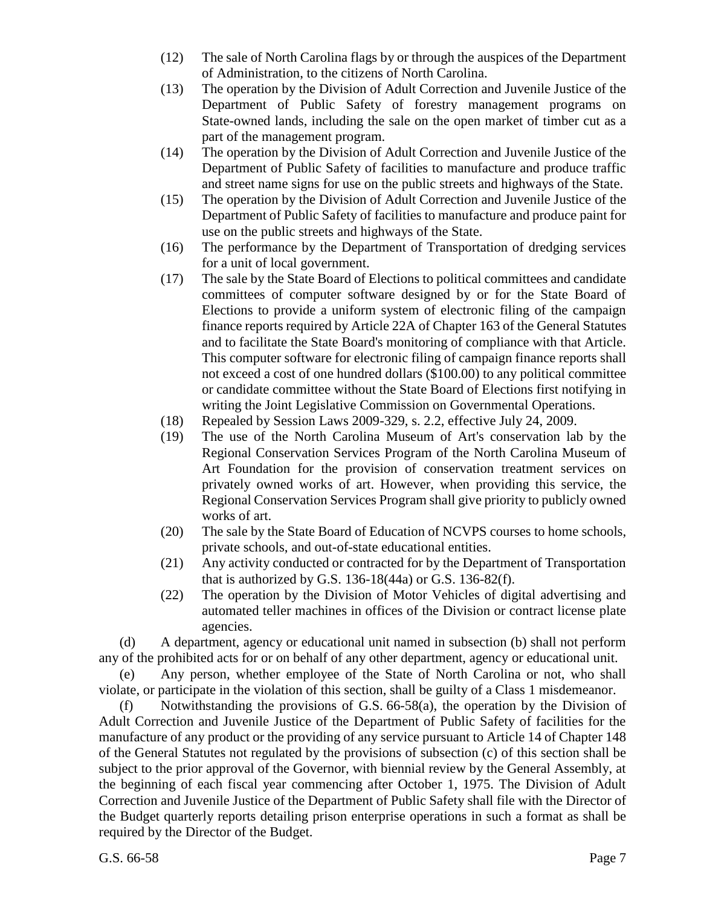(12) The sale of North Carolina flags by or through the auspices of the Department of Administration, to the citizens of North Carolina.

(13) The operation by the Division of Adult Correction and Juvenile Justice of the Department of Public Safety of forestry management programs on State-owned lands, including the sale on the open market of timber cut as a part of the management program.

(14) The operation by the Division of Adult Correction and Juvenile Justice of the Department of Public Safety of facilities to manufacture and produce traffic and street name signs for use on the public streets and highways of the State.

(15) The operation by the Division of Adult Correction and Juvenile Justice of the Department of Public Safety of facilities to manufacture and produce paint for use on the public streets and highways of the State.

(16) The performance by the Department of Transportation of dredging services for a unit of local government.

(17) The sale by the State Board of Elections to political committees and candidate committees of computer software designed by or for the State Board of Elections to provide a uniform system of electronic filing of the campaign finance reports required by Article 22A of Chapter 163 of the General Statutes and to facilitate the State Board's monitoring of compliance with that Article. This computer software for electronic filing of campaign finance reports shall not exceed a cost of one hundred dollars ($100.00) to any political committee or candidate committee without the State Board of Elections first notifying in writing the Joint Legislative Commission on Governmental Operations.

(18) Repealed by Session Laws 2009-329, s. 2.2, effective July 24, 2009.

(19) The use of the North Carolina Museum of Art's conservation lab by the Regional Conservation Services Program of the North Carolina Museum of Art Foundation for the provision of conservation treatment services on privately owned works of art. However, when providing this service, the Regional Conservation Services Program shall give priority to publicly owned works of art.

(20) The sale by the State Board of Education of NCVPS courses to home schools, private schools, and out-of-state educational entities.

(21) Any activity conducted or contracted for by the Department of Transportation that is authorized by G.S. 136-18(44a) or G.S. 136-82(f).

(22) The operation by the Division of Motor Vehicles of digital advertising and automated teller machines in offices of the Division or contract license plate agencies.

(d) A department, agency or educational unit named in subsection (b) shall not perform any of the prohibited acts for or on behalf of any other department, agency or educational unit.

(e) Any person, whether employee of the State of North Carolina or not, who shall violate, or participate in the violation of this section, shall be guilty of a Class 1 misdemeanor.

(f) Notwithstanding the provisions of G.S. 66-58(a), the operation by the Division of Adult Correction and Juvenile Justice of the Department of Public Safety of facilities for the manufacture of any product or the providing of any service pursuant to Article 14 of Chapter 148 of the General Statutes not regulated by the provisions of subsection (c) of this section shall be subject to the prior approval of the Governor, with biennial review by the General Assembly, at the beginning of each fiscal year commencing after October 1, 1975. The Division of Adult Correction and Juvenile Justice of the Department of Public Safety shall file with the Director of the Budget quarterly reports detailing prison enterprise operations in such a format as shall be required by the Director of the Budget.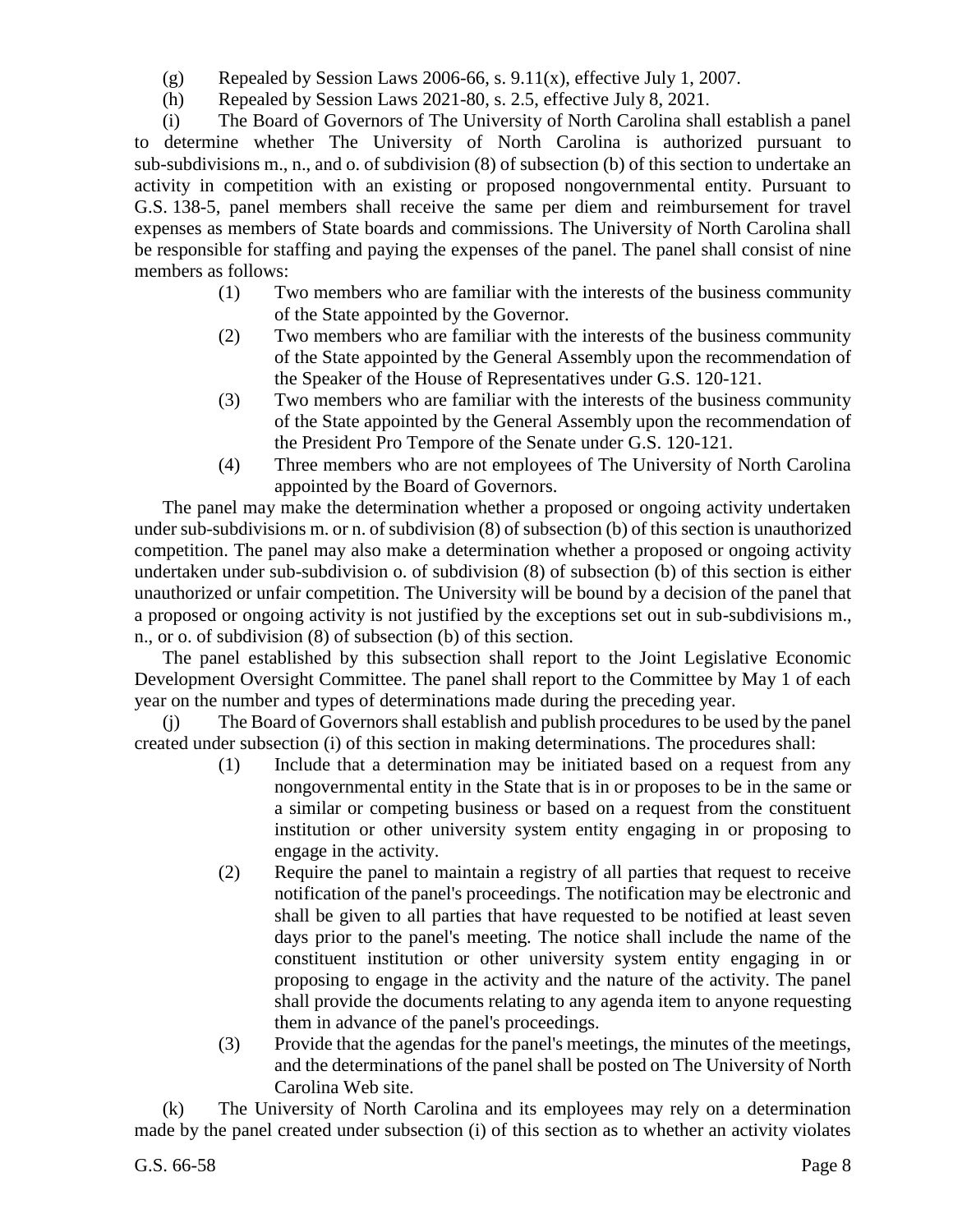(g) Repealed by Session Laws 2006-66, s. 9.11(x), effective July 1, 2007.

(h) Repealed by Session Laws 2021-80, s. 2.5, effective July 8, 2021.

(i) The Board of Governors of The University of North Carolina shall establish a panel to determine whether The University of North Carolina is authorized pursuant to sub-subdivisions m., n., and o. of subdivision (8) of subsection (b) of this section to undertake an activity in competition with an existing or proposed nongovernmental entity. Pursuant to G.S. 138-5, panel members shall receive the same per diem and reimbursement for travel expenses as members of State boards and commissions. The University of North Carolina shall be responsible for staffing and paying the expenses of the panel. The panel shall consist of nine members as follows:

(1) Two members who are familiar with the interests of the business community of the State appointed by the Governor.

(2) Two members who are familiar with the interests of the business community of the State appointed by the General Assembly upon the recommendation of the Speaker of the House of Representatives under G.S. 120-121.

(3) Two members who are familiar with the interests of the business community of the State appointed by the General Assembly upon the recommendation of the President Pro Tempore of the Senate under G.S. 120-121.

(4) Three members who are not employees of The University of North Carolina appointed by the Board of Governors.

The panel may make the determination whether a proposed or ongoing activity undertaken under sub-subdivisions m. or n. of subdivision (8) of subsection (b) of this section is unauthorized competition. The panel may also make a determination whether a proposed or ongoing activity undertaken under sub-subdivision o. of subdivision (8) of subsection (b) of this section is either unauthorized or unfair competition. The University will be bound by a decision of the panel that a proposed or ongoing activity is not justified by the exceptions set out in sub-subdivisions m., n., or o. of subdivision (8) of subsection (b) of this section.

The panel established by this subsection shall report to the Joint Legislative Economic Development Oversight Committee. The panel shall report to the Committee by May 1 of each year on the number and types of determinations made during the preceding year.

(j) The Board of Governors shall establish and publish procedures to be used by the panel created under subsection (i) of this section in making determinations. The procedures shall:

(1) Include that a determination may be initiated based on a request from any nongovernmental entity in the State that is in or proposes to be in the same or a similar or competing business or based on a request from the constituent institution or other university system entity engaging in or proposing to engage in the activity.

(2) Require the panel to maintain a registry of all parties that request to receive notification of the panel's proceedings. The notification may be electronic and shall be given to all parties that have requested to be notified at least seven days prior to the panel's meeting. The notice shall include the name of the constituent institution or other university system entity engaging in or proposing to engage in the activity and the nature of the activity. The panel shall provide the documents relating to any agenda item to anyone requesting them in advance of the panel's proceedings.

(3) Provide that the agendas for the panel's meetings, the minutes of the meetings, and the determinations of the panel shall be posted on The University of North Carolina Web site.

(k) The University of North Carolina and its employees may rely on a determination made by the panel created under subsection (i) of this section as to whether an activity violates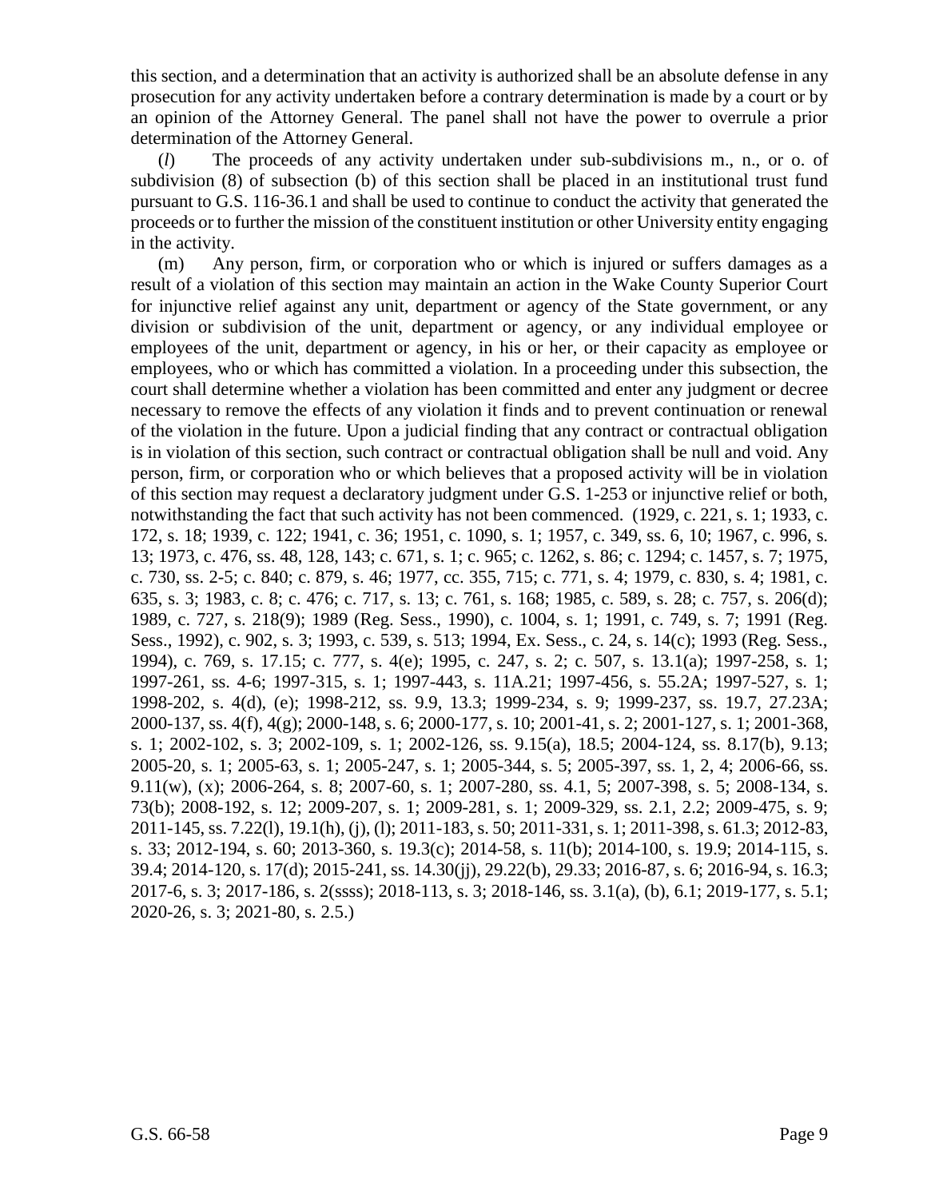this section, and a determination that an activity is authorized shall be an absolute defense in any prosecution for any activity undertaken before a contrary determination is made by a court or by an opinion of the Attorney General. The panel shall not have the power to overrule a prior determination of the Attorney General.

(*l*) The proceeds of any activity undertaken under sub-subdivisions m., n., or o. of subdivision (8) of subsection (b) of this section shall be placed in an institutional trust fund pursuant to G.S. 116-36.1 and shall be used to continue to conduct the activity that generated the proceeds or to further the mission of the constituent institution or other University entity engaging in the activity.

(m) Any person, firm, or corporation who or which is injured or suffers damages as a result of a violation of this section may maintain an action in the Wake County Superior Court for injunctive relief against any unit, department or agency of the State government, or any division or subdivision of the unit, department or agency, or any individual employee or employees of the unit, department or agency, in his or her, or their capacity as employee or employees, who or which has committed a violation. In a proceeding under this subsection, the court shall determine whether a violation has been committed and enter any judgment or decree necessary to remove the effects of any violation it finds and to prevent continuation or renewal of the violation in the future. Upon a judicial finding that any contract or contractual obligation is in violation of this section, such contract or contractual obligation shall be null and void. Any person, firm, or corporation who or which believes that a proposed activity will be in violation of this section may request a declaratory judgment under G.S. 1-253 or injunctive relief or both, notwithstanding the fact that such activity has not been commenced. (1929, c. 221, s. 1; 1933, c. 172, s. 18; 1939, c. 122; 1941, c. 36; 1951, c. 1090, s. 1; 1957, c. 349, ss. 6, 10; 1967, c. 996, s. 13; 1973, c. 476, ss. 48, 128, 143; c. 671, s. 1; c. 965; c. 1262, s. 86; c. 1294; c. 1457, s. 7; 1975, c. 730, ss. 2-5; c. 840; c. 879, s. 46; 1977, cc. 355, 715; c. 771, s. 4; 1979, c. 830, s. 4; 1981, c. 635, s. 3; 1983, c. 8; c. 476; c. 717, s. 13; c. 761, s. 168; 1985, c. 589, s. 28; c. 757, s. 206(d); 1989, c. 727, s. 218(9); 1989 (Reg. Sess., 1990), c. 1004, s. 1; 1991, c. 749, s. 7; 1991 (Reg. Sess., 1992), c. 902, s. 3; 1993, c. 539, s. 513; 1994, Ex. Sess., c. 24, s. 14(c); 1993 (Reg. Sess., 1994), c. 769, s. 17.15; c. 777, s. 4(e); 1995, c. 247, s. 2; c. 507, s. 13.1(a); 1997-258, s. 1; 1997-261, ss. 4-6; 1997-315, s. 1; 1997-443, s. 11A.21; 1997-456, s. 55.2A; 1997-527, s. 1; 1998-202, s. 4(d), (e); 1998-212, ss. 9.9, 13.3; 1999-234, s. 9; 1999-237, ss. 19.7, 27.23A; 2000-137, ss. 4(f), 4(g); 2000-148, s. 6; 2000-177, s. 10; 2001-41, s. 2; 2001-127, s. 1; 2001-368, s. 1; 2002-102, s. 3; 2002-109, s. 1; 2002-126, ss. 9.15(a), 18.5; 2004-124, ss. 8.17(b), 9.13; 2005-20, s. 1; 2005-63, s. 1; 2005-247, s. 1; 2005-344, s. 5; 2005-397, ss. 1, 2, 4; 2006-66, ss. 9.11(w), (x); 2006-264, s. 8; 2007-60, s. 1; 2007-280, ss. 4.1, 5; 2007-398, s. 5; 2008-134, s. 73(b); 2008-192, s. 12; 2009-207, s. 1; 2009-281, s. 1; 2009-329, ss. 2.1, 2.2; 2009-475, s. 9; 2011-145, ss. 7.22(l), 19.1(h), (j), (l); 2011-183, s. 50; 2011-331, s. 1; 2011-398, s. 61.3; 2012-83, s. 33; 2012-194, s. 60; 2013-360, s. 19.3(c); 2014-58, s. 11(b); 2014-100, s. 19.9; 2014-115, s. 39.4; 2014-120, s. 17(d); 2015-241, ss. 14.30(jj), 29.22(b), 29.33; 2016-87, s. 6; 2016-94, s. 16.3; 2017-6, s. 3; 2017-186, s. 2(ssss); 2018-113, s. 3; 2018-146, ss. 3.1(a), (b), 6.1; 2019-177, s. 5.1; 2020-26, s. 3; 2021-80, s. 2.5.)